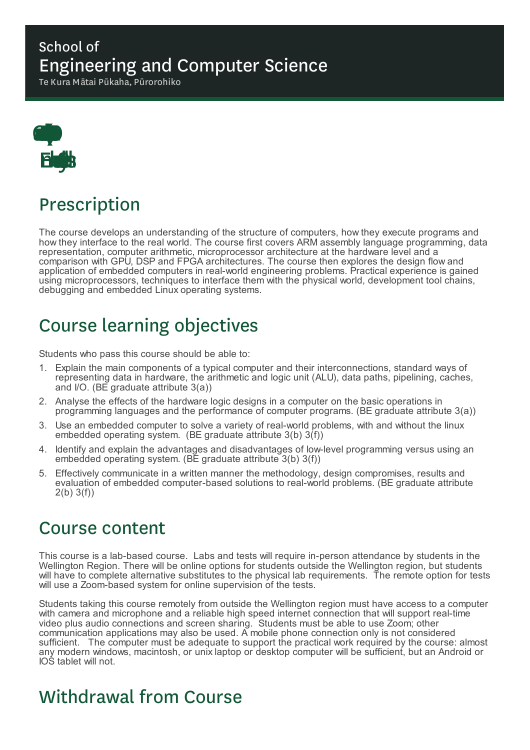School of
# Engineering and Computer Science
Te Kura Mātai Pūkaha, Pūrorohiko

## Prescription

The course develops an understanding of the structure of computers, how they execute programs and how they interface to the real world. The course first covers ARM assembly language programming, data representation, computer arithmetic, microprocessor architecture at the hardware level and a comparison with GPU, DSP and FPGA architectures. The course then explores the design flow and application of embedded computers in real-world engineering problems. Practical experience is gained using microprocessors, techniques to interface them with the physical world, development tool chains, debugging and embedded Linux operating systems.

## Course learning objectives

Students who pass this course should be able to:

1. Explain the main components of a typical computer and their interconnections, standard ways of representing data in hardware, the arithmetic and logic unit (ALU), data paths, pipelining, caches, and I/O. (BE graduate attribute 3(a))
2. Analyse the effects of the hardware logic designs in a computer on the basic operations in programming languages and the performance of computer programs. (BE graduate attribute 3(a))
3. Use an embedded computer to solve a variety of real-world problems, with and without the linux embedded operating system. (BE graduate attribute 3(b) 3(f))
4. Identify and explain the advantages and disadvantages of low-level programming versus using an embedded operating system. (BE graduate attribute 3(b) 3(f))
5. Effectively communicate in a written manner the methodology, design compromises, results and evaluation of embedded computer-based solutions to real-world problems. (BE graduate attribute 2(b) 3(f))

## Course content

This course is a lab-based course. Labs and tests will require in-person attendance by students in the Wellington Region. There will be online options for students outside the Wellington region, but students will have to complete alternative substitutes to the physical lab requirements. The remote option for tests will use a Zoom-based system for online supervision of the tests.

Students taking this course remotely from outside the Wellington region must have access to a computer with camera and microphone and a reliable high speed internet connection that will support real-time video plus audio connections and screen sharing. Students must be able to use Zoom; other communication applications may also be used. A mobile phone connection only is not considered sufficient. The computer must be adequate to support the practical work required by the course: almost any modern windows, macintosh, or unix laptop or desktop computer will be sufficient, but an Android or IOS tablet will not.

## Withdrawal from Course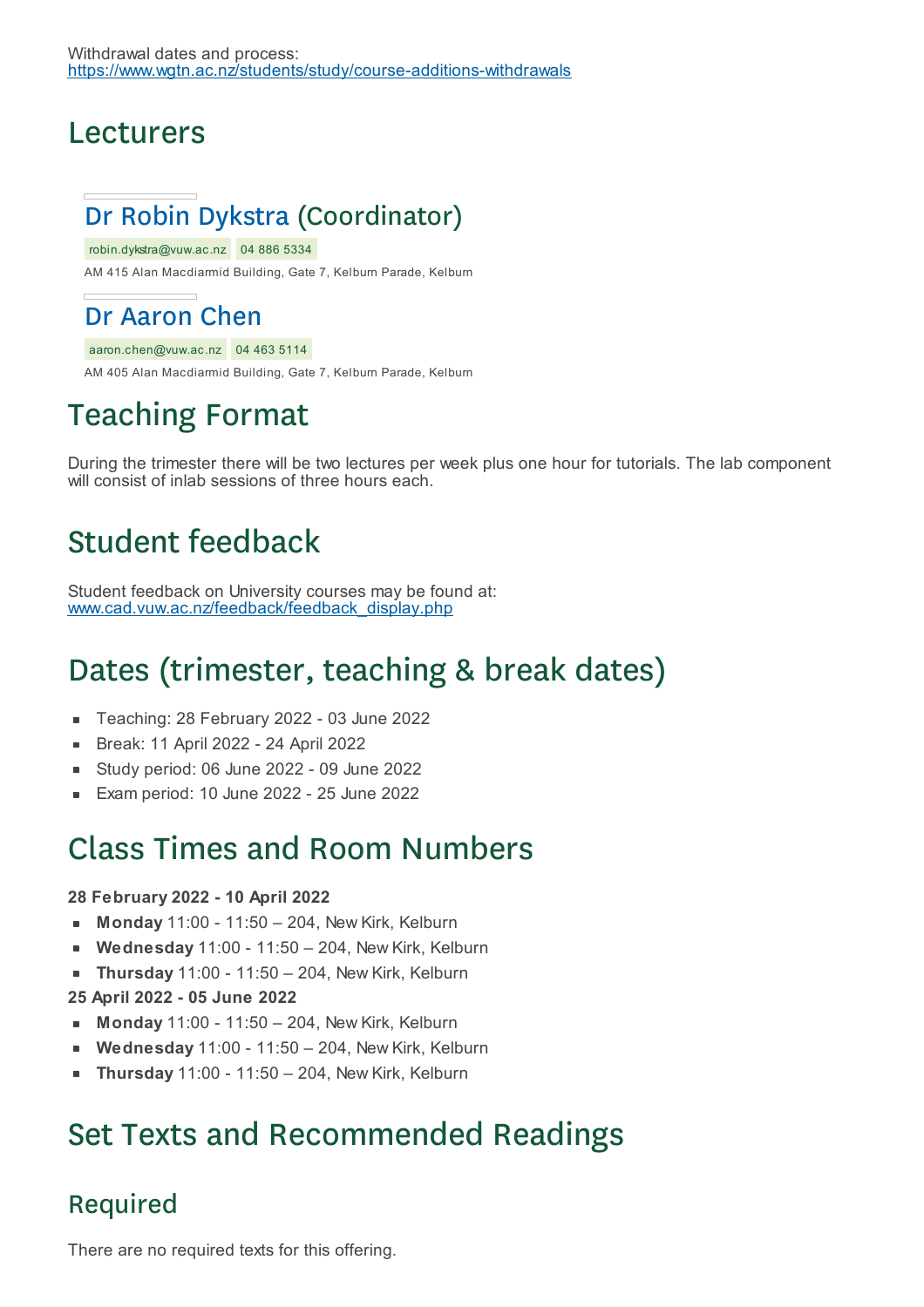Withdrawal dates and process:
https://www.wgtn.ac.nz/students/study/course-additions-withdrawals

## Lecturers

### Dr Robin Dykstra (Coordinator)

robin.dykstra@vuw.ac.nz 04 886 5334

AM 415 Alan Macdiarmid Building, Gate 7, Kelburn Parade, Kelburn

### Dr Aaron Chen

aaron.chen@vuw.ac.nz 04 463 5114

AM 405 Alan Macdiarmid Building, Gate 7, Kelburn Parade, Kelburn

## Teaching Format

During the trimester there will be two lectures per week plus one hour for tutorials. The lab component will consist of inlab sessions of three hours each.

## Student feedback

Student feedback on University courses may be found at:
www.cad.vuw.ac.nz/feedback/feedback_display.php

## Dates (trimester, teaching & break dates)

- Teaching: 28 February 2022 - 03 June 2022
- Break: 11 April 2022 - 24 April 2022
- Study period: 06 June 2022 - 09 June 2022
- Exam period: 10 June 2022 - 25 June 2022

## Class Times and Room Numbers

**28 February 2022 - 10 April 2022**

- **Monday** 11:00 - 11:50 – 204, New Kirk, Kelburn
- **Wednesday** 11:00 - 11:50 – 204, New Kirk, Kelburn
- **Thursday** 11:00 - 11:50 – 204, New Kirk, Kelburn

**25 April 2022 - 05 June 2022**

- **Monday** 11:00 - 11:50 – 204, New Kirk, Kelburn
- **Wednesday** 11:00 - 11:50 – 204, New Kirk, Kelburn
- **Thursday** 11:00 - 11:50 – 204, New Kirk, Kelburn

## Set Texts and Recommended Readings

### Required

There are no required texts for this offering.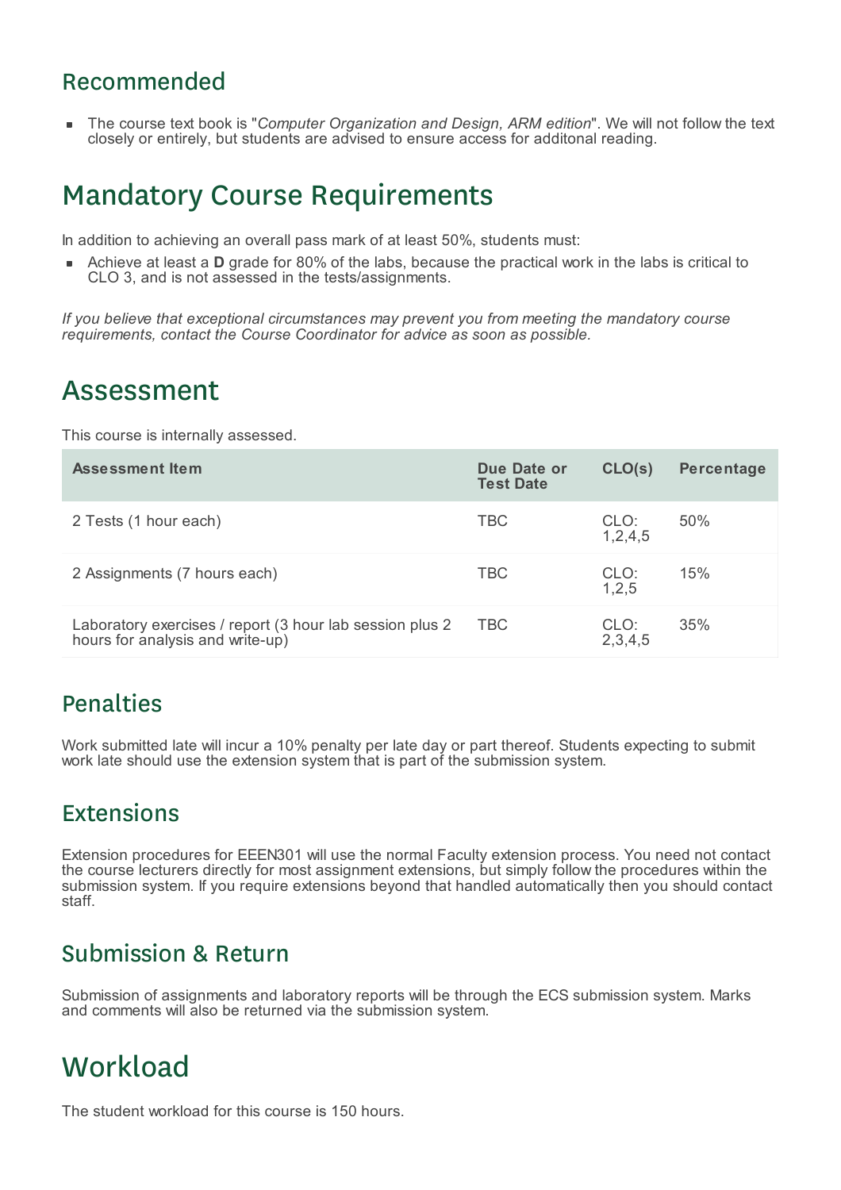## Recommended

- The course text book is "*Computer Organization and Design, ARM edition*". We will not follow the text closely or entirely, but students are advised to ensure access for additonal reading.

# Mandatory Course Requirements

In addition to achieving an overall pass mark of at least 50%, students must:

- Achieve at least a **D** grade for 80% of the labs, because the practical work in the labs is critical to CLO 3, and is not assessed in the tests/assignments.

*If you believe that exceptional circumstances may prevent you from meeting the mandatory course requirements, contact the Course Coordinator for advice as soon as possible.*

# Assessment

This course is internally assessed.

| Assessment Item | Due Date or Test Date | CLO(s) | Percentage |
|---|---|---|---|
| 2 Tests (1 hour each) | TBC | CLO: 1,2,4,5 | 50% |
| 2 Assignments (7 hours each) | TBC | CLO: 1,2,5 | 15% |
| Laboratory exercises / report (3 hour lab session plus 2 hours for analysis and write-up) | TBC | CLO: 2,3,4,5 | 35% |

## Penalties

Work submitted late will incur a 10% penalty per late day or part thereof. Students expecting to submit work late should use the extension system that is part of the submission system.

## Extensions

Extension procedures for EEEN301 will use the normal Faculty extension process. You need not contact the course lecturers directly for most assignment extensions, but simply follow the procedures within the submission system. If you require extensions beyond that handled automatically then you should contact staff.

## Submission & Return

Submission of assignments and laboratory reports will be through the ECS submission system. Marks and comments will also be returned via the submission system.

# Workload

The student workload for this course is 150 hours.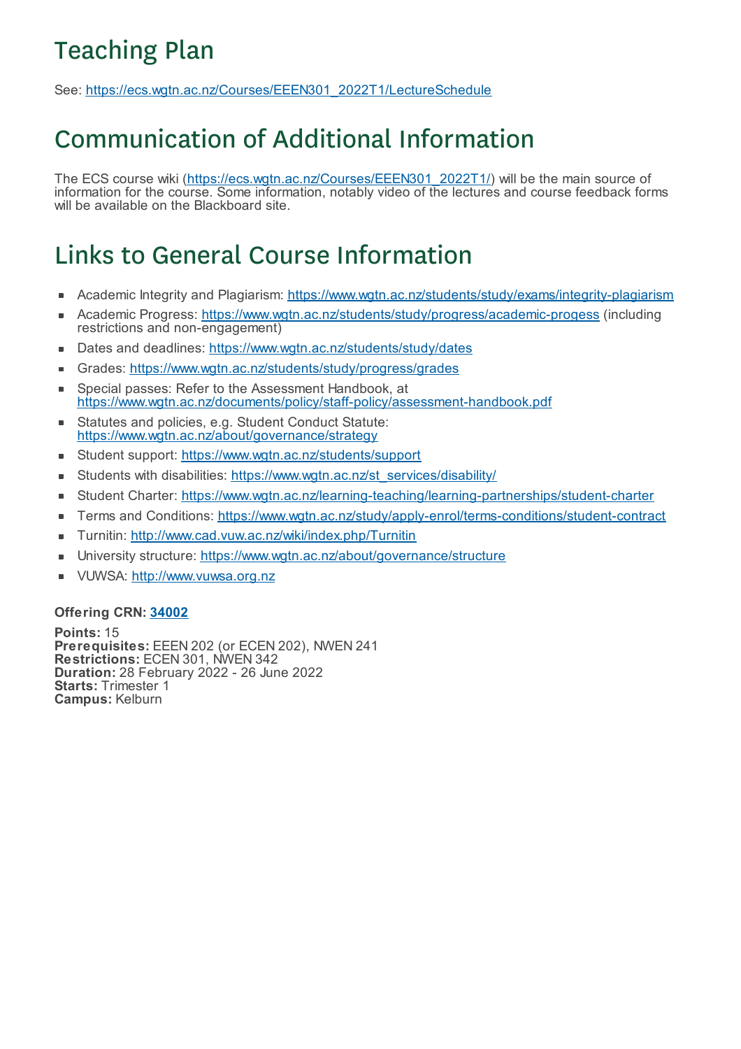# Teaching Plan

See: https://ecs.wgtn.ac.nz/Courses/EEEN301_2022T1/LectureSchedule

# Communication of Additional Information

The ECS course wiki (https://ecs.wgtn.ac.nz/Courses/EEEN301_2022T1/) will be the main source of information for the course. Some information, notably video of the lectures and course feedback forms will be available on the Blackboard site.

# Links to General Course Information

- Academic Integrity and Plagiarism: https://www.wgtn.ac.nz/students/study/exams/integrity-plagiarism
- Academic Progress: https://www.wgtn.ac.nz/students/study/progress/academic-progess (including restrictions and non-engagement)
- Dates and deadlines: https://www.wgtn.ac.nz/students/study/dates
- Grades: https://www.wgtn.ac.nz/students/study/progress/grades
- Special passes: Refer to the Assessment Handbook, at https://www.wgtn.ac.nz/documents/policy/staff-policy/assessment-handbook.pdf
- Statutes and policies, e.g. Student Conduct Statute: https://www.wgtn.ac.nz/about/governance/strategy
- Student support: https://www.wgtn.ac.nz/students/support
- Students with disabilities: https://www.wgtn.ac.nz/st_services/disability/
- Student Charter: https://www.wgtn.ac.nz/learning-teaching/learning-partnerships/student-charter
- Terms and Conditions: https://www.wgtn.ac.nz/study/apply-enrol/terms-conditions/student-contract
- Turnitin: http://www.cad.vuw.ac.nz/wiki/index.php/Turnitin
- University structure: https://www.wgtn.ac.nz/about/governance/structure
- VUWSA: http://www.vuwsa.org.nz

**Offering CRN: 34002**

**Points:** 15
**Prerequisites:** EEEN 202 (or ECEN 202), NWEN 241
**Restrictions:** ECEN 301, NWEN 342
**Duration:** 28 February 2022 - 26 June 2022
**Starts:** Trimester 1
**Campus:** Kelburn